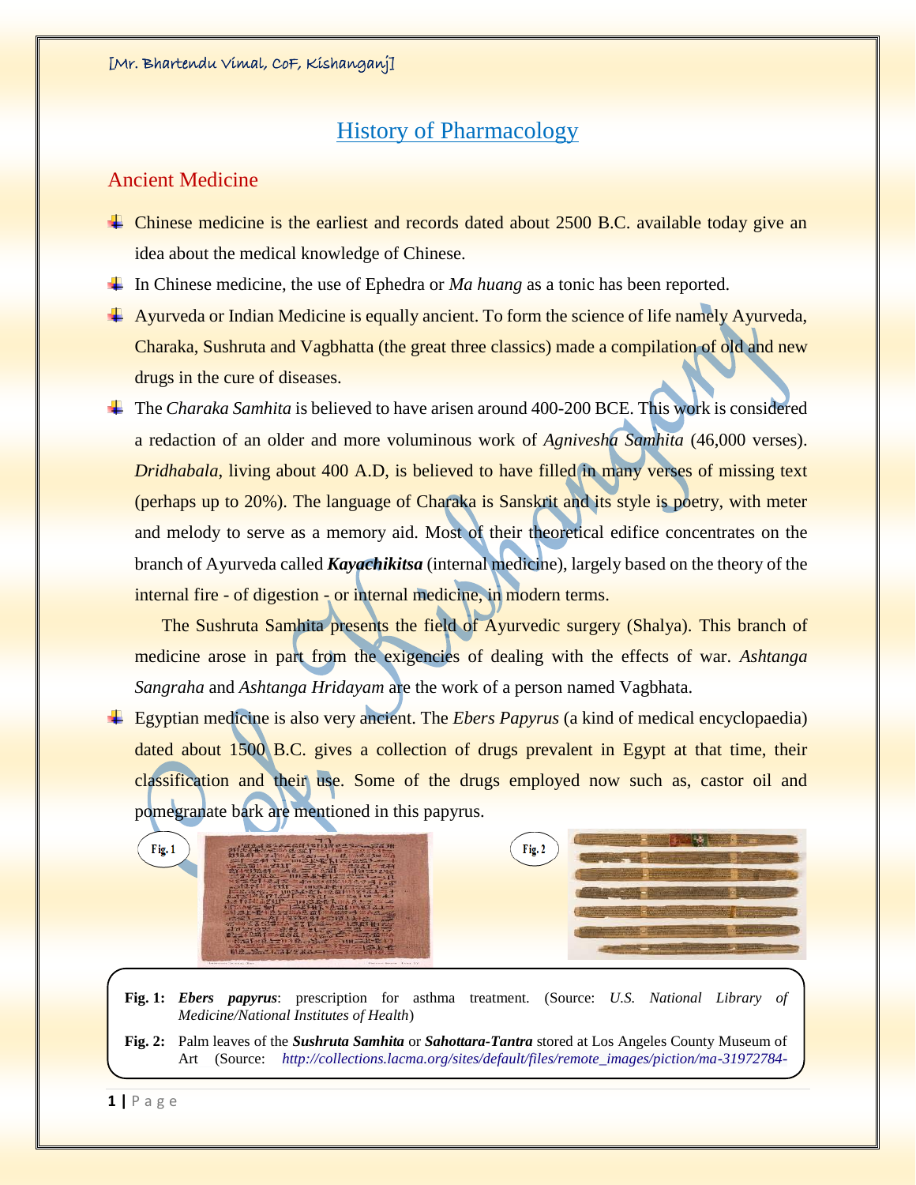# History of Pharmacology

## Ancient Medicine

- Chinese medicine is the earliest and records dated about 2500 B.C. available today give an idea about the medical knowledge of Chinese.
- In Chinese medicine, the use of Ephedra or *Ma huang* as a tonic has been reported.
- Ayurveda or Indian Medicine is equally ancient. To form the science of life namely Ayurveda, Charaka, Sushruta and Vagbhatta (the great three classics) made a compilation of old and new drugs in the cure of diseases.
- The *Charaka Samhita* is believed to have arisen around 400-200 BCE. This work is considered a redaction of an older and more voluminous work of *Agnivesha Samhita* (46,000 verses). *Dridhabala*, living about 400 A.D, is believed to have filled in many verses of missing text (perhaps up to 20%). The language of Charaka is Sanskrit and its style is poetry, with meter and melody to serve as a memory aid. Most of their theoretical edifice concentrates on the branch of Ayurveda called ***Kayachikitsa*** (internal medicine), largely based on the theory of the internal fire - of digestion - or internal medicine, in modern terms.

  The Sushruta Samhita presents the field of Ayurvedic surgery (Shalya). This branch of medicine arose in part from the exigencies of dealing with the effects of war. *Ashtanga Sangraha* and *Ashtanga Hridayam* are the work of a person named Vagbhata.
- Egyptian medicine is also very ancient. The *Ebers Papyrus* (a kind of medical encyclopaedia) dated about 1500 B.C. gives a collection of drugs prevalent in Egypt at that time, their classification and their use. Some of the drugs employed now such as, castor oil and pomegranate bark are mentioned in this papyrus.

**Fig. 1:** ***Ebers papyrus***: prescription for asthma treatment. (Source: *U.S. National Library of Medicine/National Institutes of Health*)

**Fig. 2:** Palm leaves of the ***Sushruta Samhita*** or ***Sahottara-Tantra*** stored at Los Angeles County Museum of Art (Source: *http://collections.lacma.org/sites/default/files/remote_images/piction/ma-31972784-*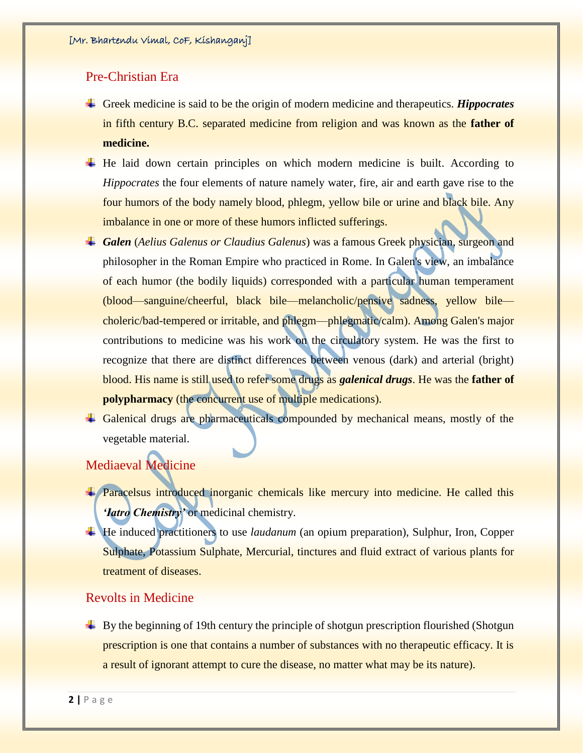## Pre-Christian Era

- Greek medicine is said to be the origin of modern medicine and therapeutics. ***Hippocrates*** in fifth century B.C. separated medicine from religion and was known as the **father of medicine.**
- He laid down certain principles on which modern medicine is built. According to *Hippocrates* the four elements of nature namely water, fire, air and earth gave rise to the four humors of the body namely blood, phlegm, yellow bile or urine and black bile. Any imbalance in one or more of these humors inflicted sufferings.
- ***Galen*** (*Aelius Galenus or Claudius Galenus*) was a famous Greek physician, surgeon and philosopher in the Roman Empire who practiced in Rome. In Galen's view, an imbalance of each humor (the bodily liquids) corresponded with a particular human temperament (blood—sanguine/cheerful, black bile—melancholic/pensive sadness, yellow bile—choleric/bad-tempered or irritable, and phlegm—phlegmatic/calm). Among Galen's major contributions to medicine was his work on the circulatory system. He was the first to recognize that there are distinct differences between venous (dark) and arterial (bright) blood. His name is still used to refer some drugs as ***galenical drugs***. He was the **father of polypharmacy** (the concurrent use of multiple medications).
- Galenical drugs are pharmaceuticals compounded by mechanical means, mostly of the vegetable material.

## Mediaeval Medicine

- Paracelsus introduced inorganic chemicals like mercury into medicine. He called this ***'Iatro Chemistry'*** or medicinal chemistry.
- He induced practitioners to use *laudanum* (an opium preparation), Sulphur, Iron, Copper Sulphate, Potassium Sulphate, Mercurial, tinctures and fluid extract of various plants for treatment of diseases.

## Revolts in Medicine

- By the beginning of 19th century the principle of shotgun prescription flourished (Shotgun prescription is one that contains a number of substances with no therapeutic efficacy. It is a result of ignorant attempt to cure the disease, no matter what may be its nature).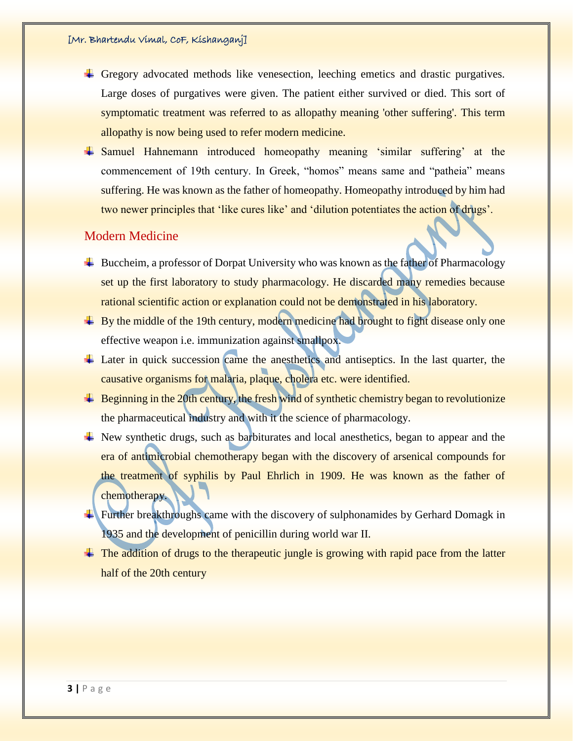- Gregory advocated methods like venesection, leeching emetics and drastic purgatives. Large doses of purgatives were given. The patient either survived or died. This sort of symptomatic treatment was referred to as allopathy meaning 'other suffering'. This term allopathy is now being used to refer modern medicine.
- Samuel Hahnemann introduced homeopathy meaning 'similar suffering' at the commencement of 19th century. In Greek, "homos" means same and "patheia" means suffering. He was known as the father of homeopathy. Homeopathy introduced by him had two newer principles that 'like cures like' and 'dilution potentiates the action of drugs'.

## Modern Medicine

- Buccheim, a professor of Dorpat University who was known as the father of Pharmacology set up the first laboratory to study pharmacology. He discarded many remedies because rational scientific action or explanation could not be demonstrated in his laboratory.
- By the middle of the 19th century, modern medicine had brought to fight disease only one effective weapon i.e. immunization against smallpox.
- Later in quick succession came the anesthetics and antiseptics. In the last quarter, the causative organisms for malaria, plaque, cholera etc. were identified.
- Beginning in the 20th century, the fresh wind of synthetic chemistry began to revolutionize the pharmaceutical industry and with it the science of pharmacology.
- New synthetic drugs, such as barbiturates and local anesthetics, began to appear and the era of antimicrobial chemotherapy began with the discovery of arsenical compounds for the treatment of syphilis by Paul Ehrlich in 1909. He was known as the father of chemotherapy.
- Further breakthroughs came with the discovery of sulphonamides by Gerhard Domagk in 1935 and the development of penicillin during world war II.
- The addition of drugs to the therapeutic jungle is growing with rapid pace from the latter half of the 20th century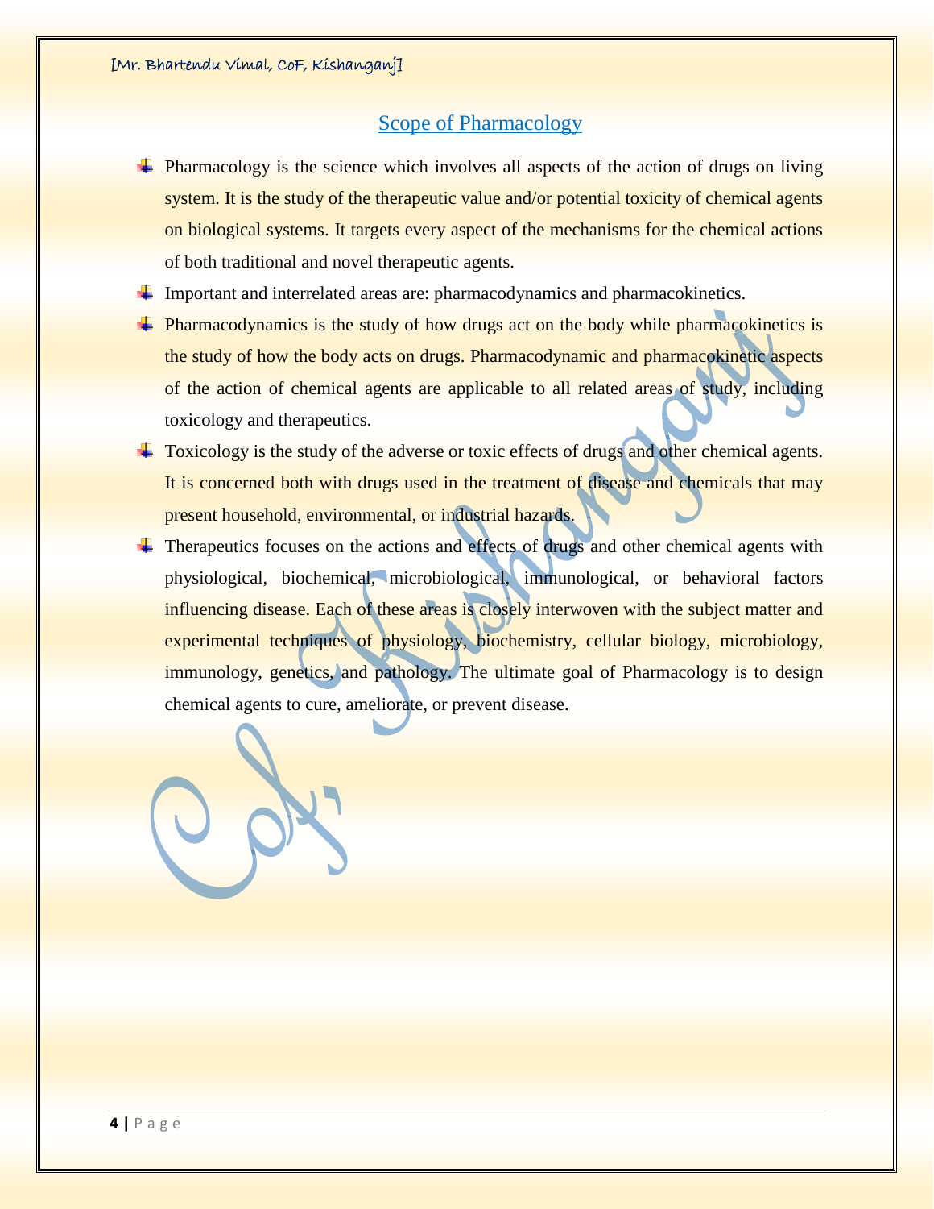## Scope of Pharmacology

- Pharmacology is the science which involves all aspects of the action of drugs on living system. It is the study of the therapeutic value and/or potential toxicity of chemical agents on biological systems. It targets every aspect of the mechanisms for the chemical actions of both traditional and novel therapeutic agents.
- Important and interrelated areas are: pharmacodynamics and pharmacokinetics.
- Pharmacodynamics is the study of how drugs act on the body while pharmacokinetics is the study of how the body acts on drugs. Pharmacodynamic and pharmacokinetic aspects of the action of chemical agents are applicable to all related areas of study, including toxicology and therapeutics.
- Toxicology is the study of the adverse or toxic effects of drugs and other chemical agents. It is concerned both with drugs used in the treatment of disease and chemicals that may present household, environmental, or industrial hazards.
- Therapeutics focuses on the actions and effects of drugs and other chemical agents with physiological, biochemical, microbiological, immunological, or behavioral factors influencing disease. Each of these areas is closely interwoven with the subject matter and experimental techniques of physiology, biochemistry, cellular biology, microbiology, immunology, genetics, and pathology. The ultimate goal of Pharmacology is to design chemical agents to cure, ameliorate, or prevent disease.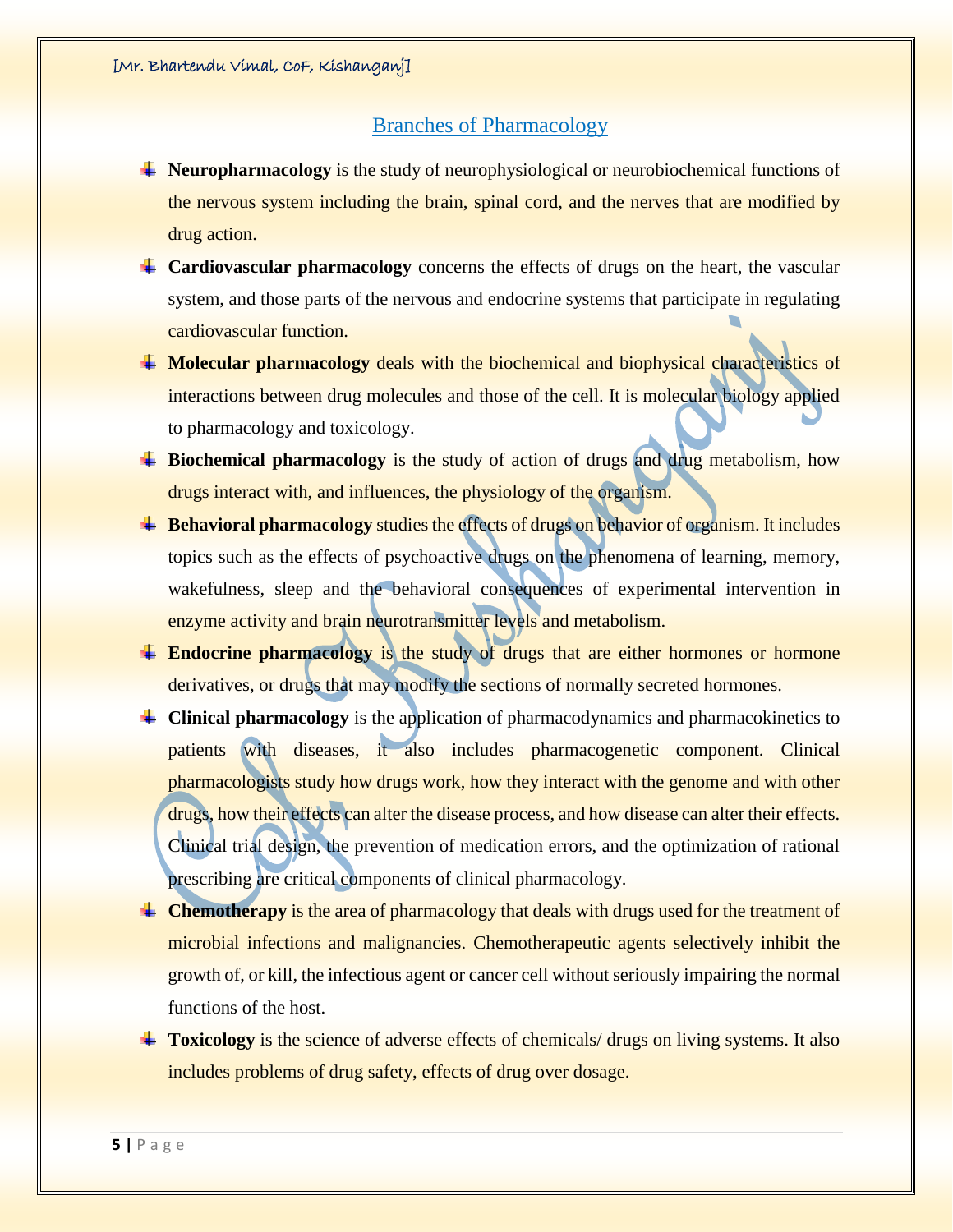## Branches of Pharmacology

- **Neuropharmacology** is the study of neurophysiological or neurobiochemical functions of the nervous system including the brain, spinal cord, and the nerves that are modified by drug action.
- **Cardiovascular pharmacology** concerns the effects of drugs on the heart, the vascular system, and those parts of the nervous and endocrine systems that participate in regulating cardiovascular function.
- **Molecular pharmacology** deals with the biochemical and biophysical characteristics of interactions between drug molecules and those of the cell. It is molecular biology applied to pharmacology and toxicology.
- **Biochemical pharmacology** is the study of action of drugs and drug metabolism, how drugs interact with, and influences, the physiology of the organism.
- **Behavioral pharmacology** studies the effects of drugs on behavior of organism. It includes topics such as the effects of psychoactive drugs on the phenomena of learning, memory, wakefulness, sleep and the behavioral consequences of experimental intervention in enzyme activity and brain neurotransmitter levels and metabolism.
- **Endocrine pharmacology** is the study of drugs that are either hormones or hormone derivatives, or drugs that may modify the sections of normally secreted hormones.
- **Clinical pharmacology** is the application of pharmacodynamics and pharmacokinetics to patients with diseases, it also includes pharmacogenetic component. Clinical pharmacologists study how drugs work, how they interact with the genome and with other drugs, how their effects can alter the disease process, and how disease can alter their effects. Clinical trial design, the prevention of medication errors, and the optimization of rational prescribing are critical components of clinical pharmacology.
- **Chemotherapy** is the area of pharmacology that deals with drugs used for the treatment of microbial infections and malignancies. Chemotherapeutic agents selectively inhibit the growth of, or kill, the infectious agent or cancer cell without seriously impairing the normal functions of the host.
- **Toxicology** is the science of adverse effects of chemicals/ drugs on living systems. It also includes problems of drug safety, effects of drug over dosage.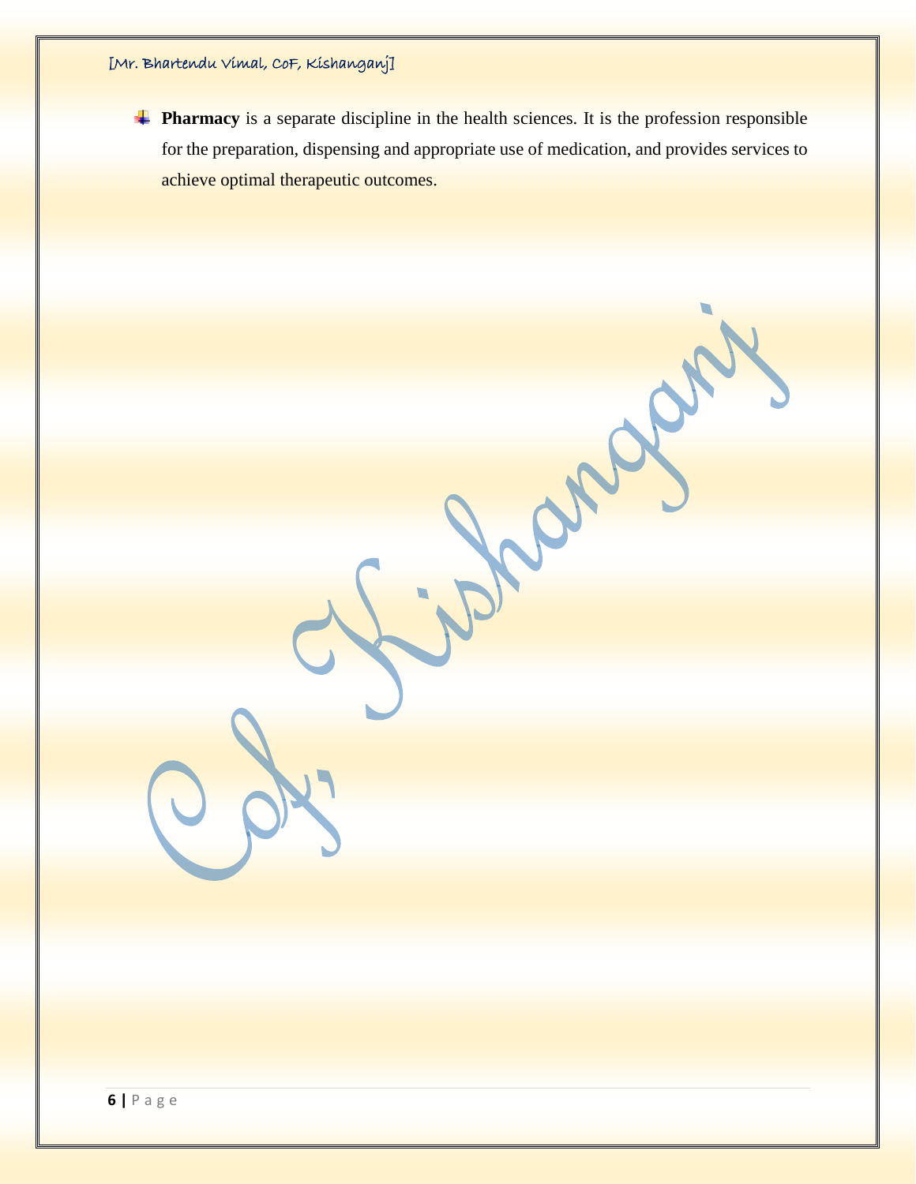- **Pharmacy** is a separate discipline in the health sciences. It is the profession responsible for the preparation, dispensing and appropriate use of medication, and provides services to achieve optimal therapeutic outcomes.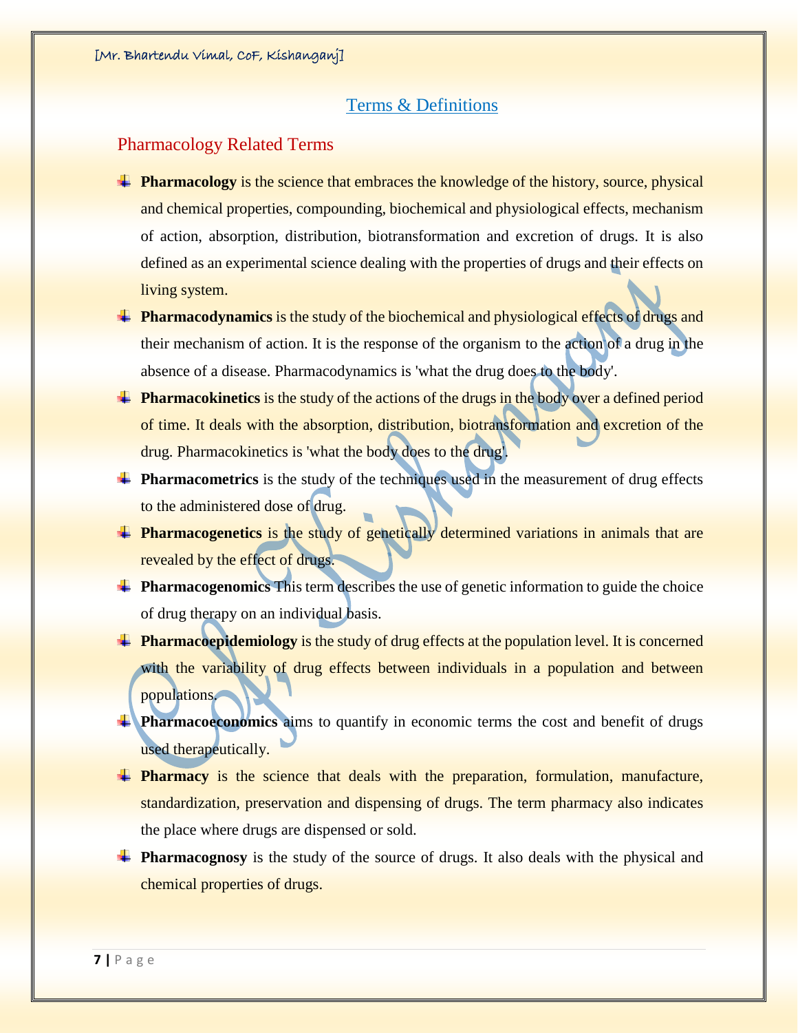## Terms & Definitions

### Pharmacology Related Terms

- **Pharmacology** is the science that embraces the knowledge of the history, source, physical and chemical properties, compounding, biochemical and physiological effects, mechanism of action, absorption, distribution, biotransformation and excretion of drugs. It is also defined as an experimental science dealing with the properties of drugs and their effects on living system.
- **Pharmacodynamics** is the study of the biochemical and physiological effects of drugs and their mechanism of action. It is the response of the organism to the action of a drug in the absence of a disease. Pharmacodynamics is 'what the drug does to the body'.
- **Pharmacokinetics** is the study of the actions of the drugs in the body over a defined period of time. It deals with the absorption, distribution, biotransformation and excretion of the drug. Pharmacokinetics is 'what the body does to the drug'.
- **Pharmacometrics** is the study of the techniques used in the measurement of drug effects to the administered dose of drug.
- **Pharmacogenetics** is the study of genetically determined variations in animals that are revealed by the effect of drugs.
- **Pharmacogenomics** This term describes the use of genetic information to guide the choice of drug therapy on an individual basis.
- **Pharmacoepidemiology** is the study of drug effects at the population level. It is concerned with the variability of drug effects between individuals in a population and between populations.
- **Pharmacoeconomics** aims to quantify in economic terms the cost and benefit of drugs used therapeutically.
- **Pharmacy** is the science that deals with the preparation, formulation, manufacture, standardization, preservation and dispensing of drugs. The term pharmacy also indicates the place where drugs are dispensed or sold.
- **Pharmacognosy** is the study of the source of drugs. It also deals with the physical and chemical properties of drugs.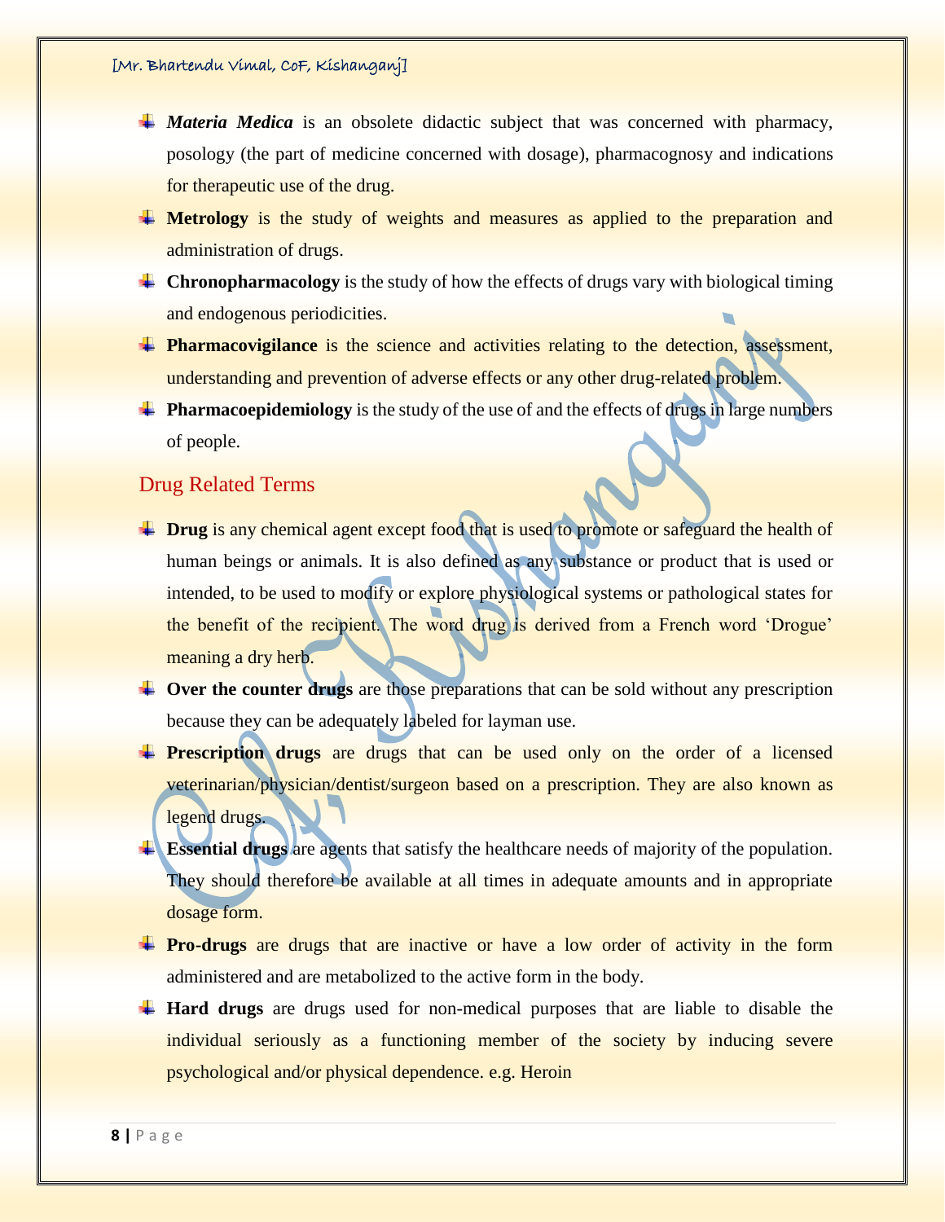- ***Materia Medica*** is an obsolete didactic subject that was concerned with pharmacy, posology (the part of medicine concerned with dosage), pharmacognosy and indications for therapeutic use of the drug.
- **Metrology** is the study of weights and measures as applied to the preparation and administration of drugs.
- **Chronopharmacology** is the study of how the effects of drugs vary with biological timing and endogenous periodicities.
- **Pharmacovigilance** is the science and activities relating to the detection, assessment, understanding and prevention of adverse effects or any other drug-related problem.
- **Pharmacoepidemiology** is the study of the use of and the effects of drugs in large numbers of people.

## Drug Related Terms

- **Drug** is any chemical agent except food that is used to promote or safeguard the health of human beings or animals. It is also defined as any substance or product that is used or intended, to be used to modify or explore physiological systems or pathological states for the benefit of the recipient. The word drug is derived from a French word 'Drogue' meaning a dry herb.
- **Over the counter drugs** are those preparations that can be sold without any prescription because they can be adequately labeled for layman use.
- **Prescription drugs** are drugs that can be used only on the order of a licensed veterinarian/physician/dentist/surgeon based on a prescription. They are also known as legend drugs.
- **Essential drugs** are agents that satisfy the healthcare needs of majority of the population. They should therefore be available at all times in adequate amounts and in appropriate dosage form.
- **Pro-drugs** are drugs that are inactive or have a low order of activity in the form administered and are metabolized to the active form in the body.
- **Hard drugs** are drugs used for non-medical purposes that are liable to disable the individual seriously as a functioning member of the society by inducing severe psychological and/or physical dependence. e.g. Heroin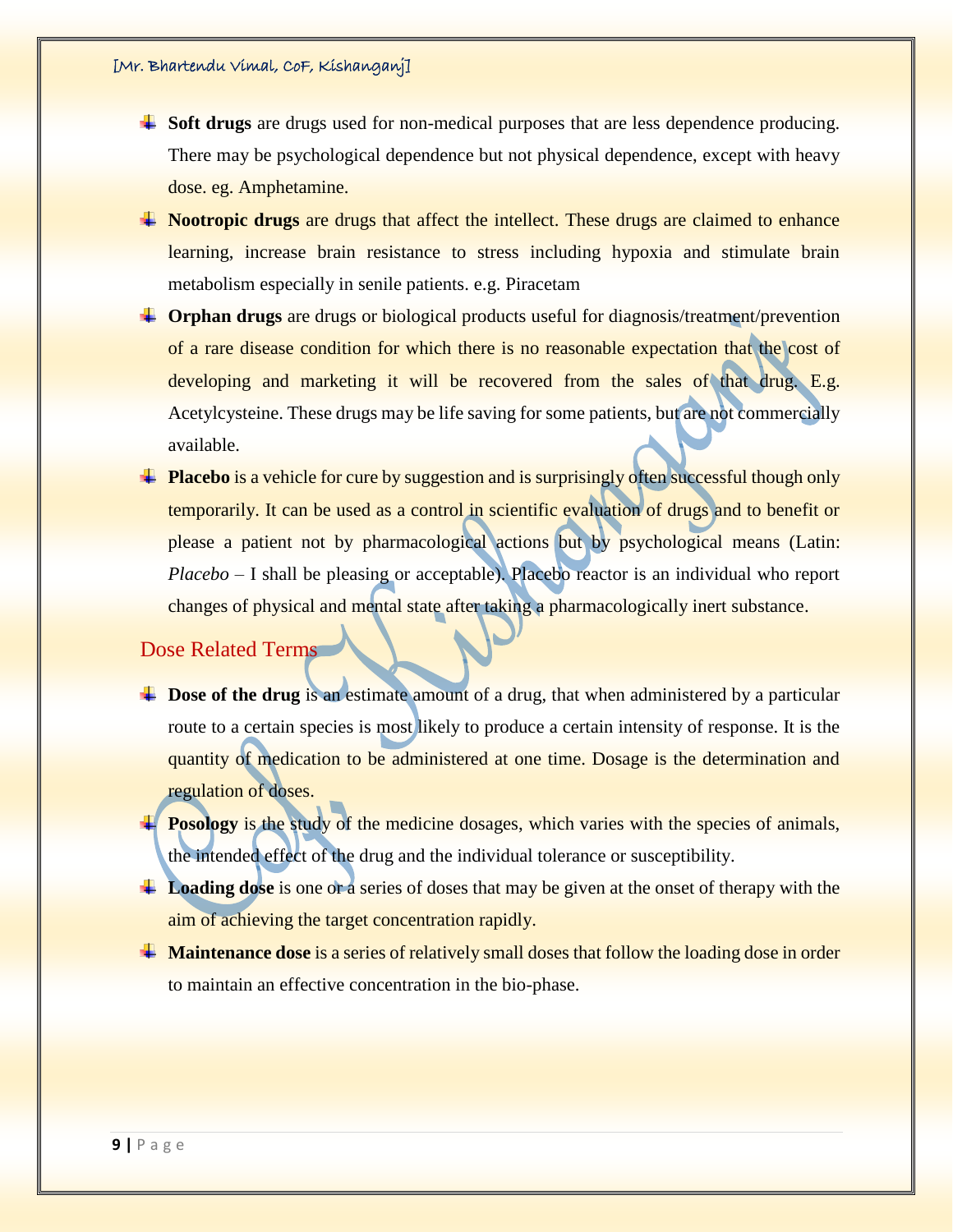- **Soft drugs** are drugs used for non-medical purposes that are less dependence producing. There may be psychological dependence but not physical dependence, except with heavy dose. eg. Amphetamine.
- **Nootropic drugs** are drugs that affect the intellect. These drugs are claimed to enhance learning, increase brain resistance to stress including hypoxia and stimulate brain metabolism especially in senile patients. e.g. Piracetam
- **Orphan drugs** are drugs or biological products useful for diagnosis/treatment/prevention of a rare disease condition for which there is no reasonable expectation that the cost of developing and marketing it will be recovered from the sales of that drug. E.g. Acetylcysteine. These drugs may be life saving for some patients, but are not commercially available.
- **Placebo** is a vehicle for cure by suggestion and is surprisingly often successful though only temporarily. It can be used as a control in scientific evaluation of drugs and to benefit or please a patient not by pharmacological actions but by psychological means (Latin: *Placebo* – I shall be pleasing or acceptable). Placebo reactor is an individual who report changes of physical and mental state after taking a pharmacologically inert substance.

## Dose Related Terms

- **Dose of the drug** is an estimate amount of a drug, that when administered by a particular route to a certain species is most likely to produce a certain intensity of response. It is the quantity of medication to be administered at one time. Dosage is the determination and regulation of doses.
- **Posology** is the study of the medicine dosages, which varies with the species of animals, the intended effect of the drug and the individual tolerance or susceptibility.
- **Loading dose** is one or a series of doses that may be given at the onset of therapy with the aim of achieving the target concentration rapidly.
- **Maintenance dose** is a series of relatively small doses that follow the loading dose in order to maintain an effective concentration in the bio-phase.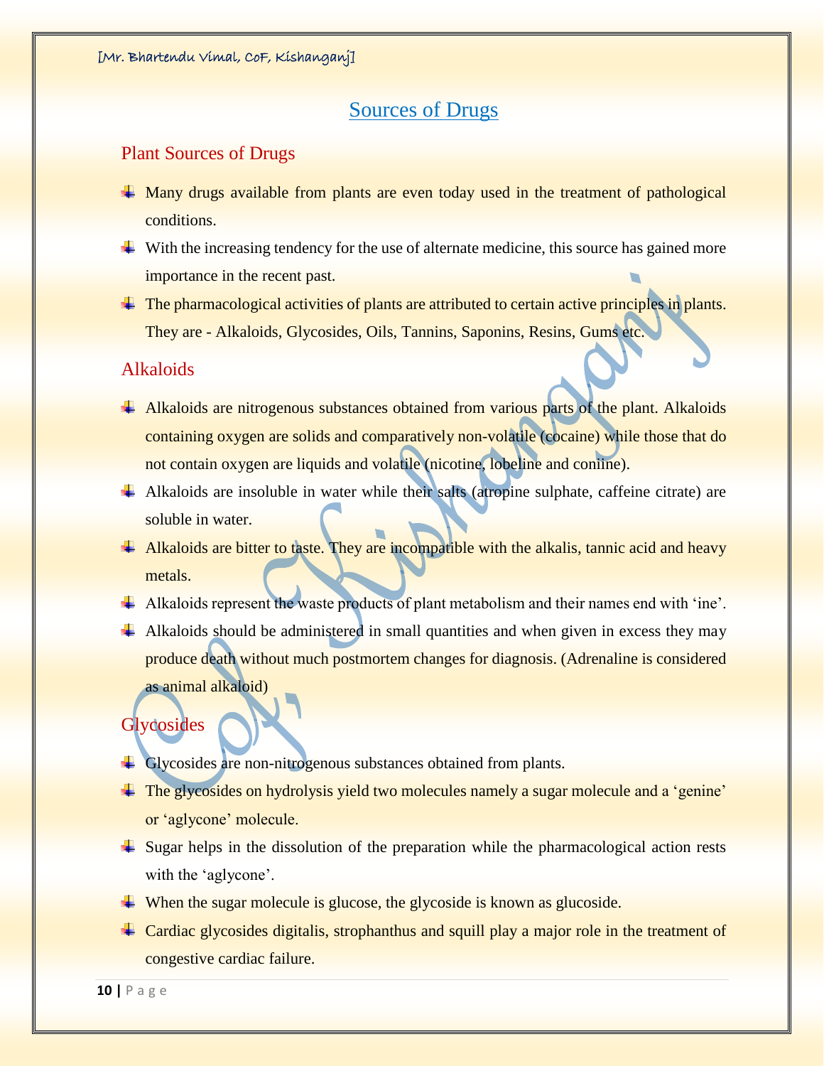# Sources of Drugs

## Plant Sources of Drugs

- Many drugs available from plants are even today used in the treatment of pathological conditions.
- With the increasing tendency for the use of alternate medicine, this source has gained more importance in the recent past.
- The pharmacological activities of plants are attributed to certain active principles in plants. They are - Alkaloids, Glycosides, Oils, Tannins, Saponins, Resins, Gums etc.

## Alkaloids

- Alkaloids are nitrogenous substances obtained from various parts of the plant. Alkaloids containing oxygen are solids and comparatively non-volatile (cocaine) while those that do not contain oxygen are liquids and volatile (nicotine, lobeline and coniine).
- Alkaloids are insoluble in water while their salts (atropine sulphate, caffeine citrate) are soluble in water.
- Alkaloids are bitter to taste. They are incompatible with the alkalis, tannic acid and heavy metals.
- Alkaloids represent the waste products of plant metabolism and their names end with 'ine'.
- Alkaloids should be administered in small quantities and when given in excess they may produce death without much postmortem changes for diagnosis. (Adrenaline is considered as animal alkaloid)

## Glycosides

- Glycosides are non-nitrogenous substances obtained from plants.
- The glycosides on hydrolysis yield two molecules namely a sugar molecule and a 'genine' or 'aglycone' molecule.
- Sugar helps in the dissolution of the preparation while the pharmacological action rests with the 'aglycone'.
- When the sugar molecule is glucose, the glycoside is known as glucoside.
- Cardiac glycosides digitalis, strophanthus and squill play a major role in the treatment of congestive cardiac failure.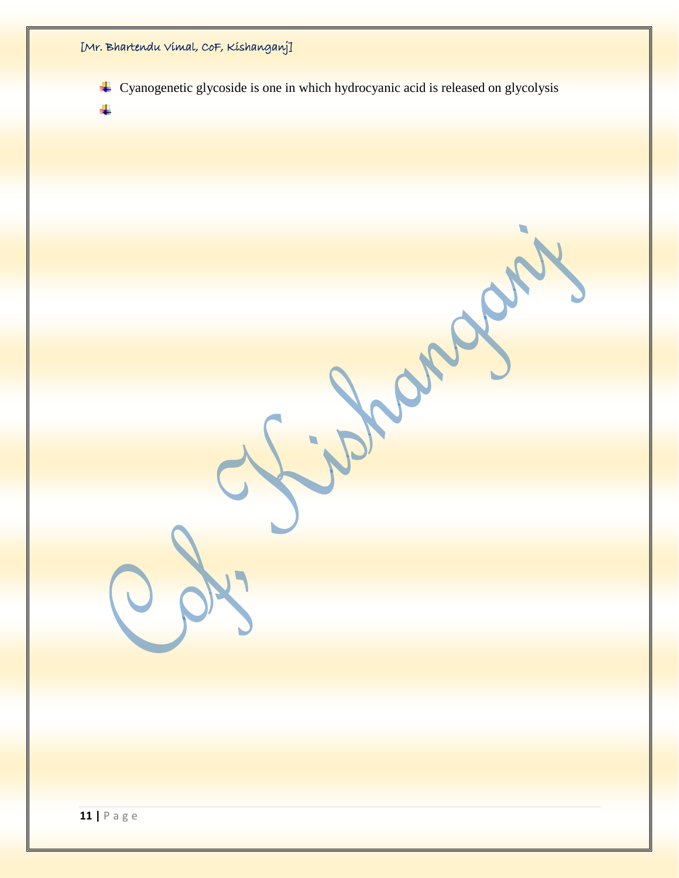- Cyanogenetic glycoside is one in which hydrocyanic acid is released on glycolysis
-